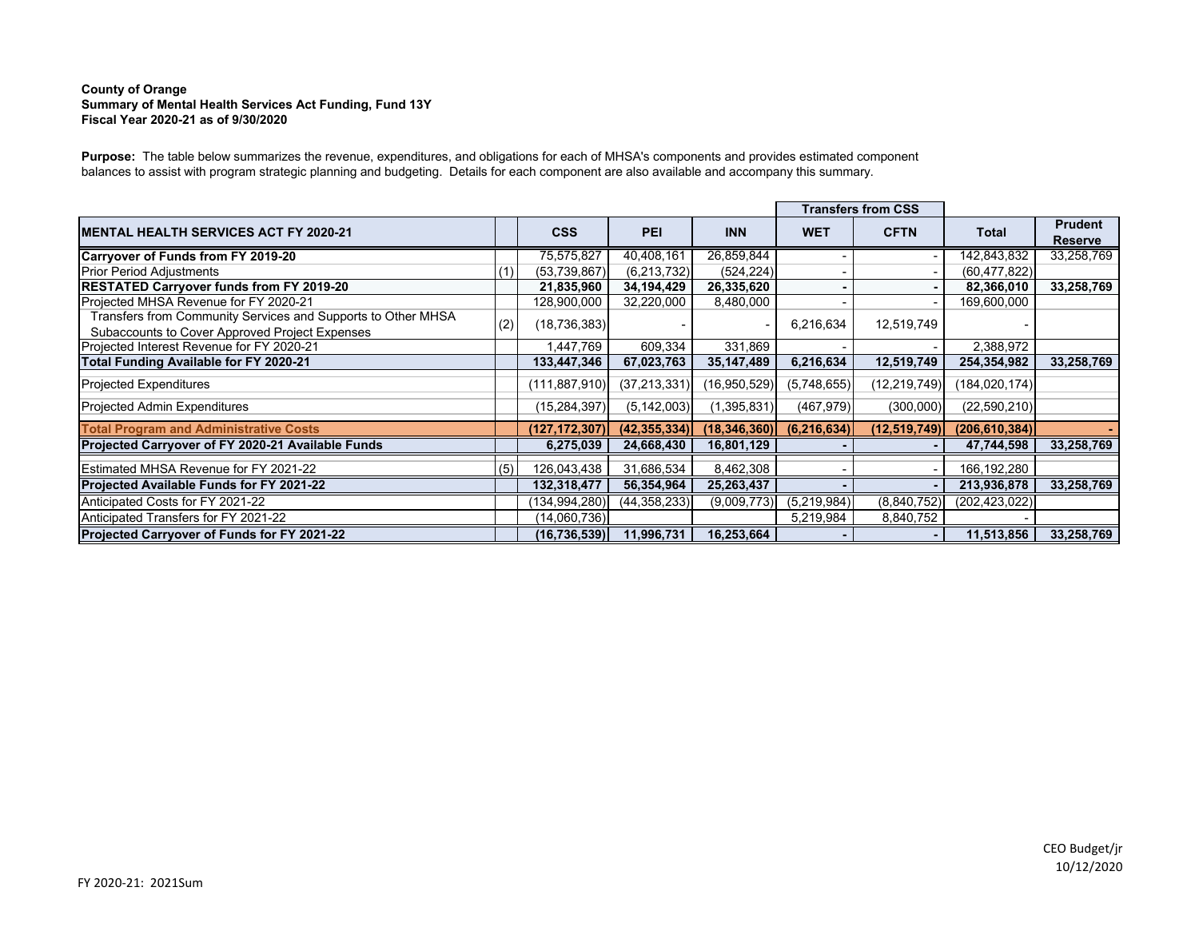**County of Orange**
**Summary of Mental Health Services Act Funding, Fund 13Y**
**Fiscal Year 2020-21 as of 9/30/2020**

**Purpose:** The table below summarizes the revenue, expenditures, and obligations for each of MHSA's components and provides estimated component balances to assist with program strategic planning and budgeting. Details for each component are also available and accompany this summary.

| | | | | | Transfers from CSS | | | |
|---|---|---|---|---|---|---|---|---|
| **MENTAL HEALTH SERVICES ACT FY 2020-21** | | **CSS** | **PEI** | **INN** | **WET** | **CFTN** | **Total** | **Prudent Reserve** |
| **Carryover of Funds from FY 2019-20** | | 75,575,827 | 40,408,161 | 26,859,844 | - | - | 142,843,832 | 33,258,769 |
| Prior Period Adjustments | (1) | (53,739,867) | (6,213,732) | (524,224) | - | - | (60,477,822) | |
| **RESTATED Carryover funds from FY 2019-20** | | **21,835,960** | **34,194,429** | **26,335,620** | **-** | **-** | **82,366,010** | **33,258,769** |
| Projected MHSA Revenue for FY 2020-21 | | 128,900,000 | 32,220,000 | 8,480,000 | - | - | 169,600,000 | |
| Transfers from Community Services and Supports to Other MHSA Subaccounts to Cover Approved Project Expenses | (2) | (18,736,383) | - | - | 6,216,634 | 12,519,749 | - | |
| Projected Interest Revenue for FY 2020-21 | | 1,447,769 | 609,334 | 331,869 | - | - | 2,388,972 | |
| **Total Funding Available for FY 2020-21** | | **133,447,346** | **67,023,763** | **35,147,489** | **6,216,634** | **12,519,749** | **254,354,982** | **33,258,769** |
| Projected Expenditures | | (111,887,910) | (37,213,331) | (16,950,529) | (5,748,655) | (12,219,749) | (184,020,174) | |
| Projected Admin Expenditures | | (15,284,397) | (5,142,003) | (1,395,831) | (467,979) | (300,000) | (22,590,210) | |
| **Total Program and Administrative Costs** | | **(127,172,307)** | **(42,355,334)** | **(18,346,360)** | **(6,216,634)** | **(12,519,749)** | **(206,610,384)** | **-** |
| **Projected Carryover of FY 2020-21 Available Funds** | | **6,275,039** | **24,668,430** | **16,801,129** | **-** | **-** | **47,744,598** | **33,258,769** |
| Estimated MHSA Revenue for FY 2021-22 | (5) | 126,043,438 | 31,686,534 | 8,462,308 | - | - | 166,192,280 | |
| **Projected Available Funds for FY 2021-22** | | **132,318,477** | **56,354,964** | **25,263,437** | **-** | **-** | **213,936,878** | **33,258,769** |
| Anticipated Costs for FY 2021-22 | | (134,994,280) | (44,358,233) | (9,009,773) | (5,219,984) | (8,840,752) | (202,423,022) | |
| Anticipated Transfers for FY 2021-22 | | (14,060,736) | | | 5,219,984 | 8,840,752 | - | |
| **Projected Carryover of Funds for FY 2021-22** | | **(16,736,539)** | **11,996,731** | **16,253,664** | **-** | **-** | **11,513,856** | **33,258,769** |

CEO Budget/jr
10/12/2020

FY 2020-21: 2021Sum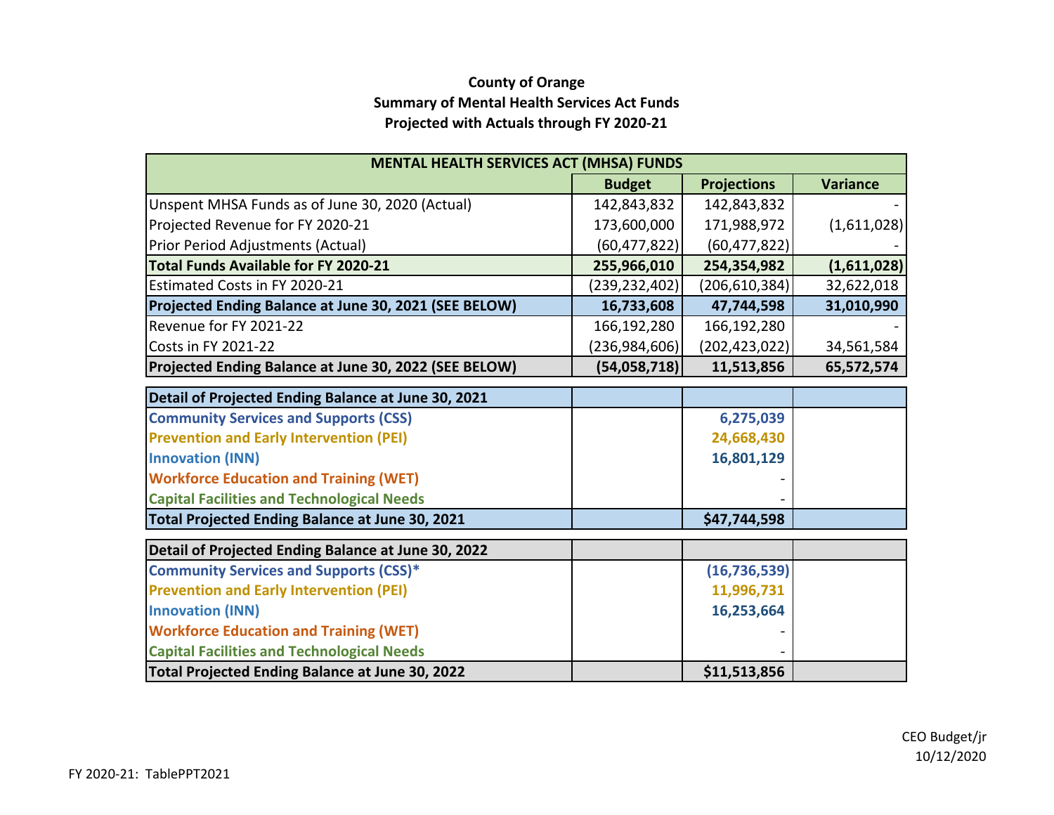**County of Orange**
**Summary of Mental Health Services Act Funds**
**Projected with Actuals through FY 2020-21**

| MENTAL HEALTH SERVICES ACT (MHSA) FUNDS | | | |
|---|---|---|---|
| | **Budget** | **Projections** | **Variance** |
| Unspent MHSA Funds as of June 30, 2020 (Actual) | 142,843,832 | 142,843,832 | - |
| Projected Revenue for FY 2020-21 | 173,600,000 | 171,988,972 | (1,611,028) |
| Prior Period Adjustments (Actual) | (60,477,822) | (60,477,822) | - |
| **Total Funds Available for FY 2020-21** | **255,966,010** | **254,354,982** | **(1,611,028)** |
| Estimated Costs in FY 2020-21 | (239,232,402) | (206,610,384) | 32,622,018 |
| **Projected Ending Balance at June 30, 2021 (SEE BELOW)** | **16,733,608** | **47,744,598** | **31,010,990** |
| Revenue for FY 2021-22 | 166,192,280 | 166,192,280 | - |
| Costs in FY 2021-22 | (236,984,606) | (202,423,022) | 34,561,584 |
| **Projected Ending Balance at June 30, 2022 (SEE BELOW)** | **(54,058,718)** | **11,513,856** | **65,572,574** |

| **Detail of Projected Ending Balance at June 30, 2021** | | | |
|---|---|---|---|
| **Community Services and Supports (CSS)** | | **6,275,039** | |
| **Prevention and Early Intervention (PEI)** | | **24,668,430** | |
| **Innovation (INN)** | | **16,801,129** | |
| **Workforce Education and Training (WET)** | | - | |
| **Capital Facilities and Technological Needs** | | - | |
| **Total Projected Ending Balance at June 30, 2021** | | **$47,744,598** | |

| **Detail of Projected Ending Balance at June 30, 2022** | | | |
|---|---|---|---|
| **Community Services and Supports (CSS)*** | | **(16,736,539)** | |
| **Prevention and Early Intervention (PEI)** | | **11,996,731** | |
| **Innovation (INN)** | | **16,253,664** | |
| **Workforce Education and Training (WET)** | | - | |
| **Capital Facilities and Technological Needs** | | - | |
| **Total Projected Ending Balance at June 30, 2022** | | **$11,513,856** | |

CEO Budget/jr
10/12/2020

FY 2020-21: TablePPT2021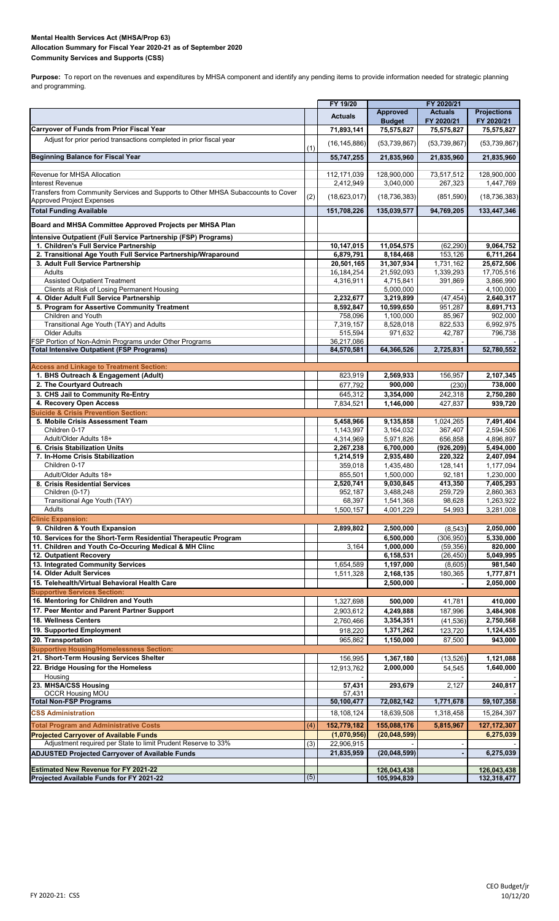**Mental Health Services Act (MHSA/Prop 63)**
**Allocation Summary for Fiscal Year 2020-21 as of September 2020**
**Community Services and Supports (CSS)**

**Purpose:** To report on the revenues and expenditures by MHSA component and identify any pending items to provide information needed for strategic planning and programming.

| | | FY 19/20 | FY 2020/21 | | |
|---|---|---|---|---|---|
| | | **Actuals** | **Approved Budget** | **Actuals FY 2020/21** | **Projections FY 2020/21** |
| **Carryover of Funds from Prior Fiscal Year** | | **71,893,141** | **75,575,827** | **75,575,827** | **75,575,827** |
| Adjust for prior period transactions completed in prior fiscal year | (1) | (16,145,886) | (53,739,867) | (53,739,867) | (53,739,867) |
| **Beginning Balance for Fiscal Year** | | **55,747,255** | **21,835,960** | **21,835,960** | **21,835,960** |
| Revenue for MHSA Allocation | | 112,171,039 | 128,900,000 | 73,517,512 | 128,900,000 |
| Interest Revenue | | 2,412,949 | 3,040,000 | 267,323 | 1,447,769 |
| Transfers from Community Services and Supports to Other MHSA Subaccounts to Cover Approved Project Expenses | (2) | (18,623,017) | (18,736,383) | (851,590) | (18,736,383) |
| **Total Funding Available** | | **151,708,226** | **135,039,577** | **94,769,205** | **133,447,346** |
| **Board and MHSA Committee Approved Projects per MHSA Plan** | | | | | |
| **Intensive Outpatient (Full Service Partnership (FSP) Programs)** | | | | | |
| **1. Children's Full Service Partnership** | | **10,147,015** | **11,054,575** | (62,290) | **9,064,752** |
| **2. Transitional Age Youth Full Service Partnership/Wraparound** | | **6,879,791** | **8,184,468** | 153,126 | **6,711,264** |
| **3. Adult Full Service Partnership** | | **20,501,165** | **31,307,934** | 1,731,162 | **25,672,506** |
| Adults | | 16,184,254 | 21,592,093 | 1,339,293 | 17,705,516 |
| Assisted Outpatient Treatment | | 4,316,911 | 4,715,841 | 391,869 | 3,866,990 |
| Clients at Risk of Losing Permanent Housing | | | 5,000,000 | - | 4,100,000 |
| **4. Older Adult Full Service Partnership** | | **2,232,677** | **3,219,899** | (47,454) | **2,640,317** |
| **5. Program for Assertive Community Treatment** | | **8,592,847** | **10,599,650** | 951,287 | **8,691,713** |
| Children and Youth | | 758,096 | 1,100,000 | 85,967 | 902,000 |
| Transitional Age Youth (TAY) and Adults | | 7,319,157 | 8,528,018 | 822,533 | 6,992,975 |
| Older Adults | | 515,594 | 971,632 | 42,787 | 796,738 |
| FSP Portion of Non-Admin Programs under Other Programs | | 36,217,086 | | - | - |
| **Total Intensive Outpatient (FSP Programs)** | | **84,570,581** | **64,366,526** | **2,725,831** | **52,780,552** |
| **Access and Linkage to Treatment Section:** | | | | | |
| **1. BHS Outreach & Engagement (Adult)** | | 823,919 | **2,569,933** | 156,957 | **2,107,345** |
| **2. The Courtyard Outreach** | | 677,792 | **900,000** | (230) | **738,000** |
| **3. CHS Jail to Community Re-Entry** | | 645,312 | **3,354,000** | 242,318 | **2,750,280** |
| **4. Recovery Open Access** | | 7,834,521 | **1,146,000** | 427,837 | **939,720** |
| **Suicide & Crisis Prevention Section:** | | | | | |
| **5. Mobile Crisis Assessment Team** | | **5,458,966** | **9,135,858** | 1,024,265 | **7,491,404** |
| Children 0-17 | | 1,143,997 | 3,164,032 | 367,407 | 2,594,506 |
| Adult/Older Adults 18+ | | 4,314,969 | 5,971,826 | 656,858 | 4,896,897 |
| **6. Crisis Stabilization Units** | | **2,267,238** | **6,700,000** | **(926,209)** | **5,494,000** |
| **7. In-Home Crisis Stabilization** | | **1,214,519** | **2,935,480** | **220,322** | **2,407,094** |
| Children 0-17 | | 359,018 | 1,435,480 | 128,141 | 1,177,094 |
| Adult/Older Adults 18+ | | 855,501 | 1,500,000 | 92,181 | 1,230,000 |
| **8. Crisis Residential Services** | | **2,520,741** | **9,030,845** | **413,350** | **7,405,293** |
| Children (0-17) | | 952,187 | 3,488,248 | 259,729 | 2,860,363 |
| Transitional Age Youth (TAY) | | 68,397 | 1,541,368 | 98,628 | 1,263,922 |
| Adults | | 1,500,157 | 4,001,229 | 54,993 | 3,281,008 |
| **Clinic Expansion:** | | | | | |
| **9. Children & Youth Expansion** | | **2,899,802** | **2,500,000** | (8,543) | **2,050,000** |
| **10. Services for the Short-Term Residential Therapeutic Program** | | | **6,500,000** | (306,950) | **5,330,000** |
| **11. Children and Youth Co-Occuring Medical & MH Clinc** | | 3,164 | **1,000,000** | (59,356) | **820,000** |
| **12. Outpatient Recovery** | | | **6,158,531** | (26,450) | **5,049,995** |
| **13. Integrated Community Services** | | 1,654,589 | **1,197,000** | (8,605) | **981,540** |
| **14. Older Adult Services** | | 1,511,328 | **2,168,135** | 180,365 | **1,777,871** |
| **15. Telehealth/Virtual Behavioral Health Care** | | | **2,500,000** | - | **2,050,000** |
| **Supportive Services Section:** | | | | | |
| **16. Mentoring for Children and Youth** | | 1,327,698 | **500,000** | 41,781 | **410,000** |
| **17. Peer Mentor and Parent Partner Support** | | 2,903,612 | **4,249,888** | 187,996 | **3,484,908** |
| **18. Wellness Centers** | | 2,760,466 | **3,354,351** | (41,536) | **2,750,568** |
| **19. Supported Employment** | | 918,220 | **1,371,262** | 123,720 | **1,124,435** |
| **20. Transportation** | | 965,862 | **1,150,000** | 87,500 | **943,000** |
| **Supportive Housing/Homelessness Section:** | | | | | |
| **21. Short-Term Housing Services Shelter** | | 156,995 | **1,367,180** | (13,526) | **1,121,088** |
| **22. Bridge Housing for the Homeless** | | 12,913,762 | **2,000,000** | 54,545 | **1,640,000** |
| Housing | | - | | - | - |
| **23. MHSA/CSS Housing** | | **57,431** | **293,679** | 2,127 | **240,817** |
| OCCR Housing MOU | | 57,431 | | | - |
| **Total Non-FSP Programs** | | **50,100,477** | **72,082,142** | **1,771,678** | **59,107,358** |
| **CSS Administration** | | 18,108,124 | 18,639,508 | 1,318,458 | 15,284,397 |
| **Total Program and Administrative Costs** | (4) | **152,779,182** | **155,088,176** | **5,815,967** | **127,172,307** |
| **Projected Carryover of Available Funds** | | **(1,070,956)** | **(20,048,599)** | | **6,275,039** |
| Adjustment required per State to limit Prudent Reserve to 33% | (3) | 22,906,915 | - | - | - |
| **ADJUSTED Projected Carryover of Available Funds** | | **21,835,959** | **(20,048,599)** | **-** | **6,275,039** |
| **Estimated New Revenue for FY 2021-22** | | | **126,043,438** | | **126,043,438** |
| **Projected Available Funds for FY 2021-22** | (5) | | **105,994,839** | | **132,318,477** |

FY 2020-21: CSS

CEO Budget/jr
10/12/20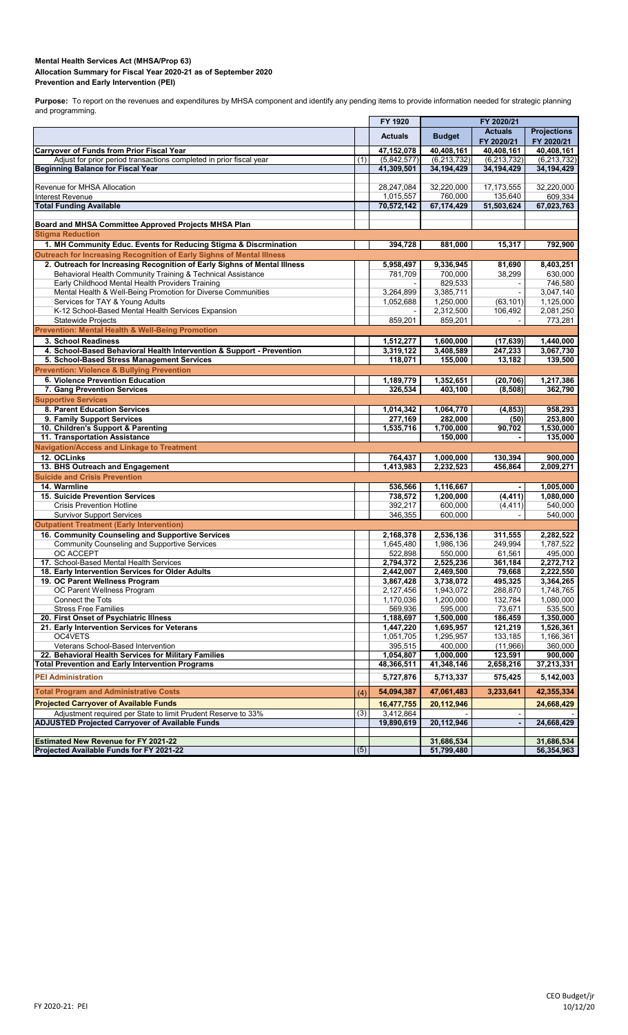**Mental Health Services Act (MHSA/Prop 63)**
**Allocation Summary for Fiscal Year 2020-21 as of September 2020**
**Prevention and Early Intervention (PEI)**

**Purpose:** To report on the revenues and expenditures by MHSA component and identify any pending items to provide information needed for strategic planning and programming.

| | | FY 1920 | FY 2020/21 | | |
|---|---|---|---|---|---|
| | | Actuals | Budget | Actuals FY 2020/21 | Projections FY 2020/21 |
| **Carryover of Funds from Prior Fiscal Year** | | 47,152,078 | 40,408,161 | 40,408,161 | 40,408,161 |
| Adjust for prior period transactions completed in prior fiscal year | (1) | (5,842,577) | (6,213,732) | (6,213,732) | (6,213,732) |
| **Beginning Balance for Fiscal Year** | | 41,309,501 | 34,194,429 | 34,194,429 | 34,194,429 |
| Revenue for MHSA Allocation | | 28,247,084 | 32,220,000 | 17,173,555 | 32,220,000 |
| Interest Revenue | | 1,015,557 | 760,000 | 135,640 | 609,334 |
| **Total Funding Available** | | 70,572,142 | 67,174,429 | 51,503,624 | 67,023,763 |
| **Board and MHSA Committee Approved Projects MHSA Plan** | | | | | |
| **Stigma Reduction** | | | | | |
| 1. MH Community Educ. Events for Reducing Stigma & Discrmination | | 394,728 | 881,000 | 15,317 | 792,900 |
| **Outreach for Increasing Recognition of Early Sighns of Mental Illness** | | | | | |
| 2. Outreach for Increasing Recognition of Early Sighns of Mental Illness | | 5,958,497 | 9,336,945 | 81,690 | 8,403,251 |
| Behavioral Health Community Training & Technical Assistance | | 781,709 | 700,000 | 38,299 | 630,000 |
| Early Childhood Mental Health Providers Training | | - | 829,533 | - | 746,580 |
| Mental Health & Well-Being Promotion for Diverse Communities | | 3,264,899 | 3,385,711 | - | 3,047,140 |
| Services for TAY & Young Adults | | 1,052,688 | 1,250,000 | (63,101) | 1,125,000 |
| K-12 School-Based Mental Health Services Expansion | | - | 2,312,500 | 106,492 | 2,081,250 |
| Statewide Projects | | 859,201 | 859,201 | - | 773,281 |
| **Prevention: Mental Health & Well-Being Promotion** | | | | | |
| 3. School Readiness | | 1,512,277 | 1,600,000 | (17,639) | 1,440,000 |
| 4. School-Based Behavioral Health Intervention & Support - Prevention | | 3,319,122 | 3,408,589 | 247,233 | 3,067,730 |
| 5. School-Based Stress Management Services | | 118,071 | 155,000 | 13,182 | 139,500 |
| **Prevention: Violence & Bullying Prevention** | | | | | |
| 6. Violence Prevention Education | | 1,189,779 | 1,352,651 | (20,706) | 1,217,386 |
| 7. Gang Prevention Services | | 326,534 | 403,100 | (8,508) | 362,790 |
| **Supportive Services** | | | | | |
| 8. Parent Education Services | | 1,014,342 | 1,064,770 | (4,853) | 958,293 |
| 9. Family Support Services | | 277,169 | 282,000 | (50) | 253,800 |
| 10. Children's Support & Parenting | | 1,535,716 | 1,700,000 | 90,702 | 1,530,000 |
| 11. Transportation Assistance | | | 150,000 | - | 135,000 |
| **Navigation/Access and Linkage to Treatment** | | | | | |
| 12. OCLinks | | 764,437 | 1,000,000 | 130,394 | 900,000 |
| 13. BHS Outreach and Engagement | | 1,413,983 | 2,232,523 | 456,864 | 2,009,271 |
| **Suicide and Crisis Prevention** | | | | | |
| 14. Warmline | | 536,566 | 1,116,667 | - | 1,005,000 |
| 15. Suicide Prevention Services | | 738,572 | 1,200,000 | (4,411) | 1,080,000 |
| Crisis Prevention Hotline | | 392,217 | 600,000 | (4,411) | 540,000 |
| Survivor Support Services | | 346,355 | 600,000 | - | 540,000 |
| **Outpatient Treatment (Early Intervention)** | | | | | |
| 16. Community Counseling and Supportive Services | | 2,168,378 | 2,536,136 | 311,555 | 2,282,522 |
| Community Counseling and Supportive Services | | 1,645,480 | 1,986,136 | 249,994 | 1,787,522 |
| OC ACCEPT | | 522,898 | 550,000 | 61,561 | 495,000 |
| 17. School-Based Mental Health Services | | 2,794,372 | 2,525,236 | 361,184 | 2,272,712 |
| 18. Early Intervention Services for Older Adults | | 2,442,007 | 2,469,500 | 79,668 | 2,222,550 |
| 19. OC Parent Wellness Program | | 3,867,428 | 3,738,072 | 495,325 | 3,364,265 |
| OC Parent Wellness Program | | 2,127,456 | 1,943,072 | 288,870 | 1,748,765 |
| Connect the Tots | | 1,170,036 | 1,200,000 | 132,784 | 1,080,000 |
| Stress Free Families | | 569,936 | 595,000 | 73,671 | 535,500 |
| 20. First Onset of Psychiatric Illness | | 1,188,697 | 1,500,000 | 186,459 | 1,350,000 |
| 21. Early Intervention Services for Veterans | | 1,447,220 | 1,695,957 | 121,219 | 1,526,361 |
| OC4VETS | | 1,051,705 | 1,295,957 | 133,185 | 1,166,361 |
| Veterans School-Based Intervention | | 395,515 | 400,000 | (11,966) | 360,000 |
| 22. Behavioral Health Services for Military Families | | 1,054,807 | 1,000,000 | 123,591 | 900,000 |
| **Total Prevention and Early Intervention Programs** | | 48,366,511 | 41,348,146 | 2,658,216 | 37,213,331 |
| **PEI Administration** | | 5,727,876 | 5,713,337 | 575,425 | 5,142,003 |
| **Total Program and Administrative Costs** | (4) | 54,094,387 | 47,061,483 | 3,233,641 | 42,355,334 |
| **Projected Carryover of Available Funds** | | 16,477,755 | 20,112,946 | | 24,668,429 |
| Adjustment required per State to limit Prudent Reserve to 33% | (3) | 3,412,864 | - | - | - |
| **ADJUSTED Projected Carryover of Available Funds** | | 19,890,619 | 20,112,946 | - | 24,668,429 |
| **Estimated New Revenue for FY 2021-22** | | | 31,686,534 | | 31,686,534 |
| **Projected Available Funds for FY 2021-22** | (5) | | 51,799,480 | | 56,354,963 |

FY 2020-21: PEI

CEO Budget/jr
10/12/20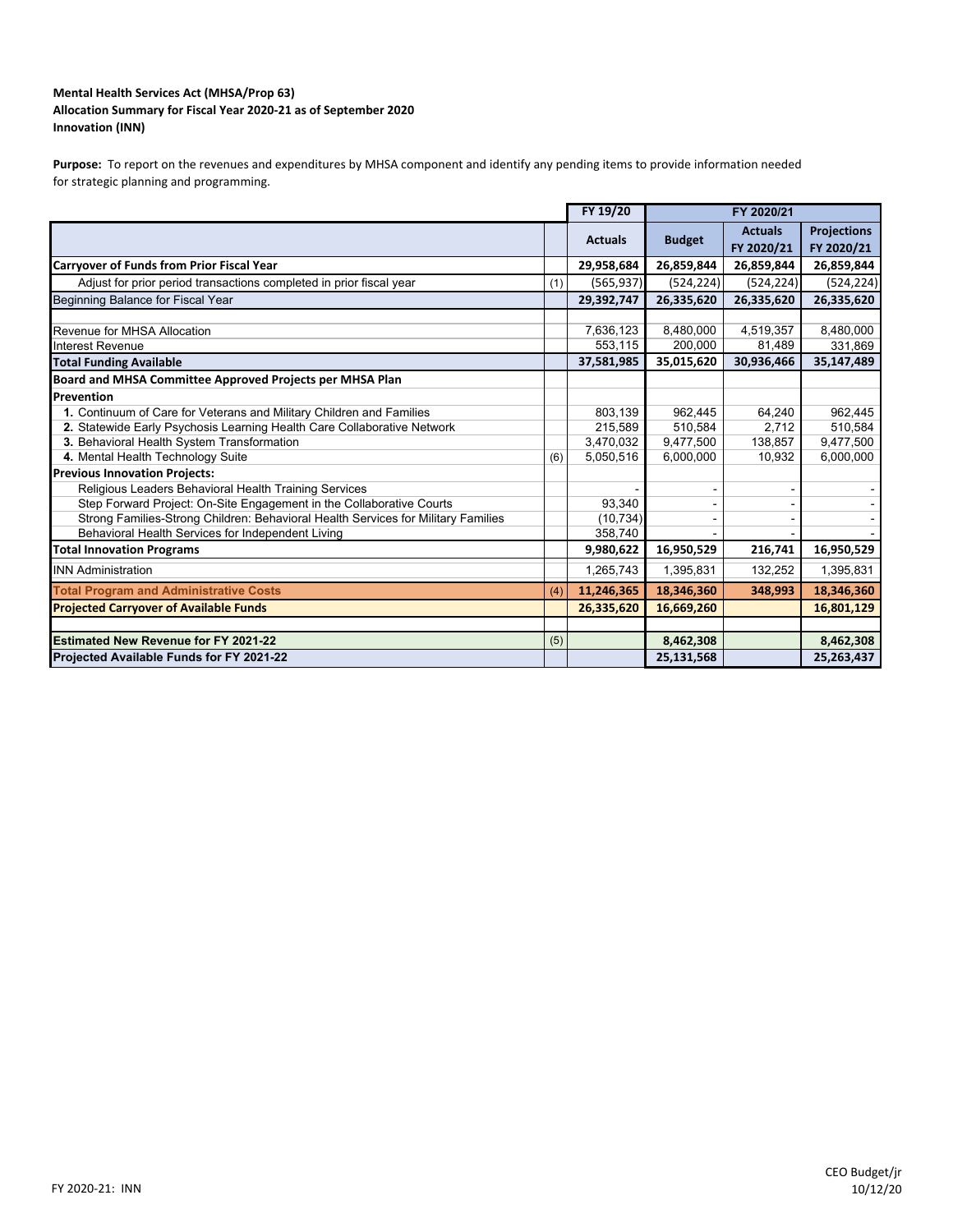**Mental Health Services Act (MHSA/Prop 63)**
**Allocation Summary for Fiscal Year 2020-21 as of September 2020**
**Innovation (INN)**

**Purpose:** To report on the revenues and expenditures by MHSA component and identify any pending items to provide information needed for strategic planning and programming.

| | | FY 19/20 | FY 2020/21 | | |
|---|---|---|---|---|---|
| | | **Actuals** | **Budget** | **Actuals FY 2020/21** | **Projections FY 2020/21** |
| **Carryover of Funds from Prior Fiscal Year** | | **29,958,684** | **26,859,844** | **26,859,844** | **26,859,844** |
| Adjust for prior period transactions completed in prior fiscal year | (1) | (565,937) | (524,224) | (524,224) | (524,224) |
| Beginning Balance for Fiscal Year | | **29,392,747** | **26,335,620** | **26,335,620** | **26,335,620** |
| | | | | | |
| Revenue for MHSA Allocation | | 7,636,123 | 8,480,000 | 4,519,357 | 8,480,000 |
| Interest Revenue | | 553,115 | 200,000 | 81,489 | 331,869 |
| **Total Funding Available** | | **37,581,985** | **35,015,620** | **30,936,466** | **35,147,489** |
| **Board and MHSA Committee Approved Projects per MHSA Plan** | | | | | |
| **Prevention** | | | | | |
| **1.** Continuum of Care for Veterans and Military Children and Families | | 803,139 | 962,445 | 64,240 | 962,445 |
| **2.** Statewide Early Psychosis Learning Health Care Collaborative Network | | 215,589 | 510,584 | 2,712 | 510,584 |
| **3.** Behavioral Health System Transformation | | 3,470,032 | 9,477,500 | 138,857 | 9,477,500 |
| **4.** Mental Health Technology Suite | (6) | 5,050,516 | 6,000,000 | 10,932 | 6,000,000 |
| **Previous Innovation Projects:** | | | | | |
| Religious Leaders Behavioral Health Training Services | | - | - | - | - |
| Step Forward Project: On-Site Engagement in the Collaborative Courts | | 93,340 | - | - | - |
| Strong Families-Strong Children: Behavioral Health Services for Military Families | | (10,734) | - | - | - |
| Behavioral Health Services for Independent Living | | 358,740 | - | - | - |
| **Total Innovation Programs** | | **9,980,622** | **16,950,529** | **216,741** | **16,950,529** |
| INN Administration | | 1,265,743 | 1,395,831 | 132,252 | 1,395,831 |
| **Total Program and Administrative Costs** | (4) | **11,246,365** | **18,346,360** | **348,993** | **18,346,360** |
| **Projected Carryover of Available Funds** | | **26,335,620** | **16,669,260** | | **16,801,129** |
| | | | | | |
| **Estimated New Revenue for FY 2021-22** | (5) | | **8,462,308** | | **8,462,308** |
| **Projected Available Funds for FY 2021-22** | | | **25,131,568** | | **25,263,437** |

FY 2020-21: INN

CEO Budget/jr
10/12/20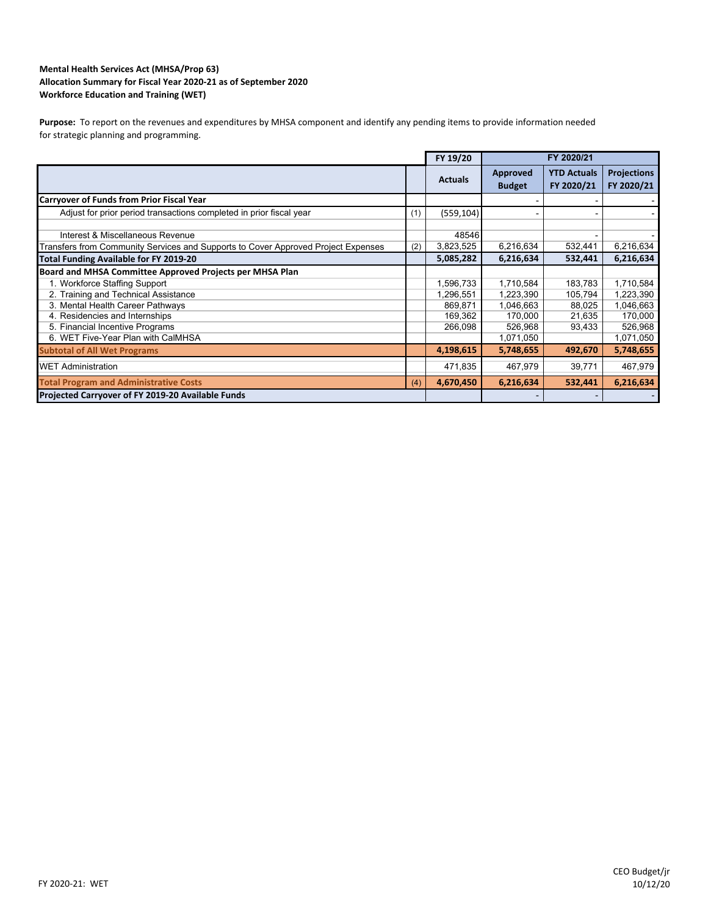**Mental Health Services Act (MHSA/Prop 63)**
**Allocation Summary for Fiscal Year 2020-21 as of September 2020**
**Workforce Education and Training (WET)**

**Purpose:** To report on the revenues and expenditures by MHSA component and identify any pending items to provide information needed for strategic planning and programming.

| | | FY 19/20 | FY 2020/21 | | |
|---|---|---|---|---|---|
| | | Actuals | Approved Budget | YTD Actuals FY 2020/21 | Projections FY 2020/21 |
| **Carryover of Funds from Prior Fiscal Year** | | | - | - | - |
| Adjust for prior period transactions completed in prior fiscal year | (1) | (559,104) | - | - | - |
| Interest & Miscellaneous Revenue | | 48546 | | - | - |
| Transfers from Community Services and Supports to Cover Approved Project Expenses | (2) | 3,823,525 | 6,216,634 | 532,441 | 6,216,634 |
| **Total Funding Available for FY 2019-20** | | **5,085,282** | **6,216,634** | **532,441** | **6,216,634** |
| **Board and MHSA Committee Approved Projects per MHSA Plan** | | | | | |
| 1. Workforce Staffing Support | | 1,596,733 | 1,710,584 | 183,783 | 1,710,584 |
| 2. Training and Technical Assistance | | 1,296,551 | 1,223,390 | 105,794 | 1,223,390 |
| 3. Mental Health Career Pathways | | 869,871 | 1,046,663 | 88,025 | 1,046,663 |
| 4. Residencies and Internships | | 169,362 | 170,000 | 21,635 | 170,000 |
| 5. Financial Incentive Programs | | 266,098 | 526,968 | 93,433 | 526,968 |
| 6. WET Five-Year Plan with CalMHSA | | | 1,071,050 | | 1,071,050 |
| **Subtotal of All Wet Programs** | | **4,198,615** | **5,748,655** | **492,670** | **5,748,655** |
| WET Administration | | 471,835 | 467,979 | 39,771 | 467,979 |
| **Total Program and Administrative Costs** | (4) | **4,670,450** | **6,216,634** | **532,441** | **6,216,634** |
| **Projected Carryover of FY 2019-20 Available Funds** | | | - | - | - |

FY 2020-21: WET

CEO Budget/jr
10/12/20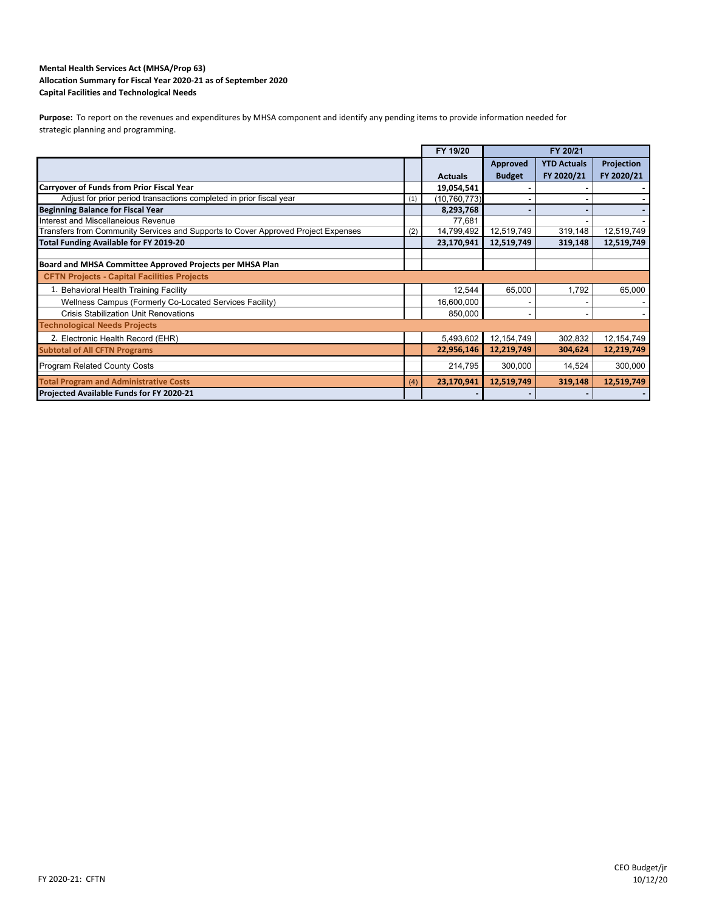**Mental Health Services Act (MHSA/Prop 63)**
**Allocation Summary for Fiscal Year 2020-21 as of September 2020**
**Capital Facilities and Technological Needs**

**Purpose:** To report on the revenues and expenditures by MHSA component and identify any pending items to provide information needed for strategic planning and programming.

| | | FY 19/20 | FY 20/21 | | |
|---|---|---|---|---|---|
| | | **Actuals** | **Approved Budget** | **YTD Actuals FY 2020/21** | **Projection FY 2020/21** |
| **Carryover of Funds from Prior Fiscal Year** | | **19,054,541** | - | - | - |
| Adjust for prior period transactions completed in prior fiscal year | (1) | (10,760,773) | - | - | - |
| **Beginning Balance for Fiscal Year** | | **8,293,768** | - | - | - |
| Interest and Miscellaneious Revenue | | 77,681 | | - | - |
| Transfers from Community Services and Supports to Cover Approved Project Expenses | (2) | 14,799,492 | 12,519,749 | 319,148 | 12,519,749 |
| **Total Funding Available for FY 2019-20** | | **23,170,941** | **12,519,749** | **319,148** | **12,519,749** |
| | | | | | |
| **Board and MHSA Committee Approved Projects per MHSA Plan** | | | | | |
| **CFTN Projects - Capital Facilities Projects** | | | | | |
| 1. Behavioral Health Training Facility | | 12,544 | 65,000 | 1,792 | 65,000 |
| Wellness Campus (Formerly Co-Located Services Facility) | | 16,600,000 | - | - | - |
| Crisis Stabilization Unit Renovations | | 850,000 | - | - | - |
| **Technological Needs Projects** | | | | | |
| 2. Electronic Health Record (EHR) | | 5,493,602 | 12,154,749 | 302,832 | 12,154,749 |
| **Subtotal of All CFTN Programs** | | **22,956,146** | **12,219,749** | **304,624** | **12,219,749** |
| Program Related County Costs | | 214,795 | 300,000 | 14,524 | 300,000 |
| **Total Program and Administrative Costs** | (4) | **23,170,941** | **12,519,749** | **319,148** | **12,519,749** |
| **Projected Available Funds for FY 2020-21** | | - | - | - | - |

FY 2020-21: CFTN

CEO Budget/jr
10/12/20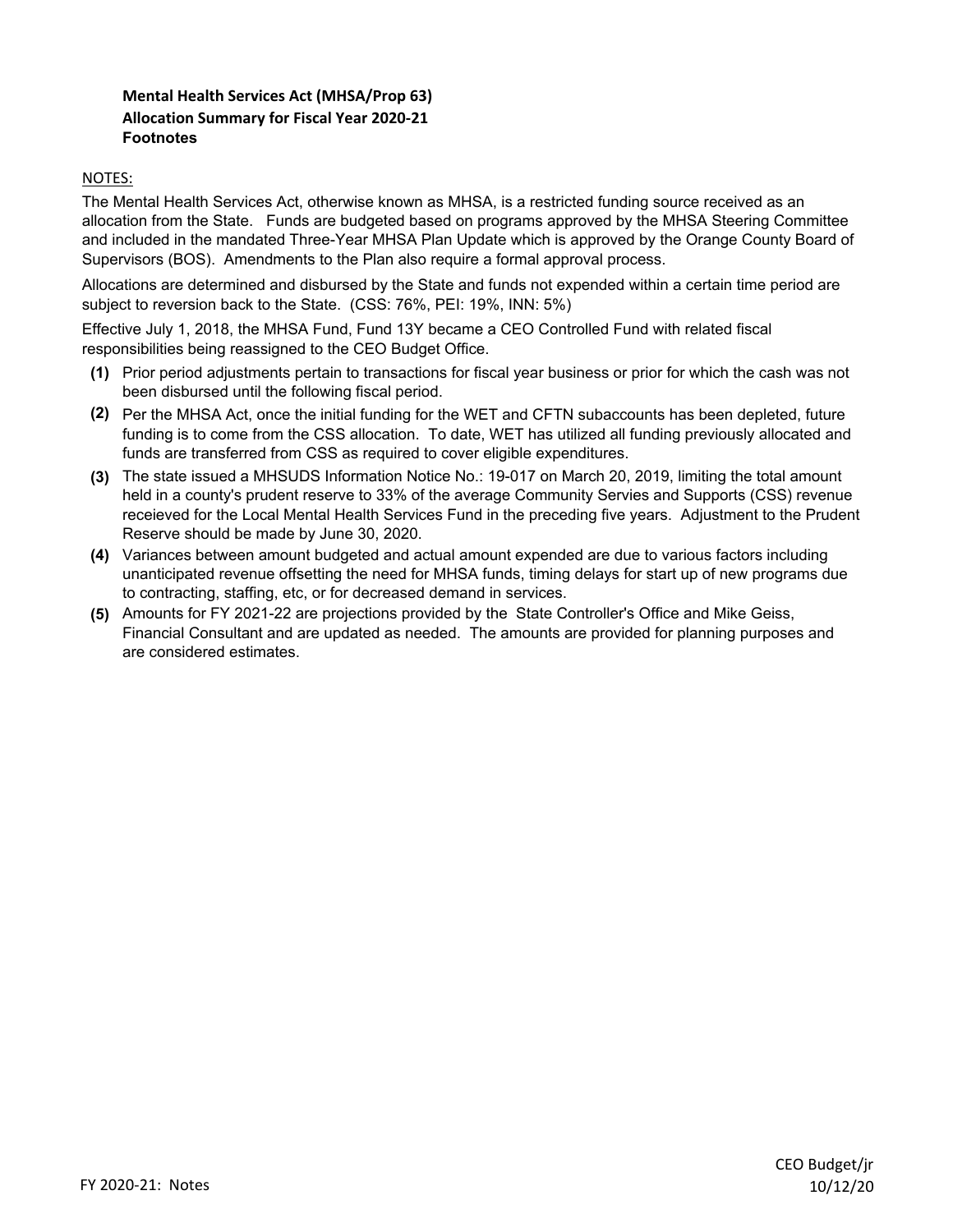**Mental Health Services Act (MHSA/Prop 63)**
**Allocation Summary for Fiscal Year 2020-21**
**Footnotes**

NOTES:

The Mental Health Services Act, otherwise known as MHSA, is a restricted funding source received as an allocation from the State. Funds are budgeted based on programs approved by the MHSA Steering Committee and included in the mandated Three-Year MHSA Plan Update which is approved by the Orange County Board of Supervisors (BOS). Amendments to the Plan also require a formal approval process.

Allocations are determined and disbursed by the State and funds not expended within a certain time period are subject to reversion back to the State. (CSS: 76%, PEI: 19%, INN: 5%)

Effective July 1, 2018, the MHSA Fund, Fund 13Y became a CEO Controlled Fund with related fiscal responsibilities being reassigned to the CEO Budget Office.

**(1)** Prior period adjustments pertain to transactions for fiscal year business or prior for which the cash was not been disbursed until the following fiscal period.

**(2)** Per the MHSA Act, once the initial funding for the WET and CFTN subaccounts has been depleted, future funding is to come from the CSS allocation. To date, WET has utilized all funding previously allocated and funds are transferred from CSS as required to cover eligible expenditures.

**(3)** The state issued a MHSUDS Information Notice No.: 19-017 on March 20, 2019, limiting the total amount held in a county's prudent reserve to 33% of the average Community Servies and Supports (CSS) revenue receieved for the Local Mental Health Services Fund in the preceding five years. Adjustment to the Prudent Reserve should be made by June 30, 2020.

**(4)** Variances between amount budgeted and actual amount expended are due to various factors including unanticipated revenue offsetting the need for MHSA funds, timing delays for start up of new programs due to contracting, staffing, etc, or for decreased demand in services.

**(5)** Amounts for FY 2021-22 are projections provided by the State Controller's Office and Mike Geiss, Financial Consultant and are updated as needed. The amounts are provided for planning purposes and are considered estimates.

FY 2020-21: Notes

CEO Budget/jr
10/12/20